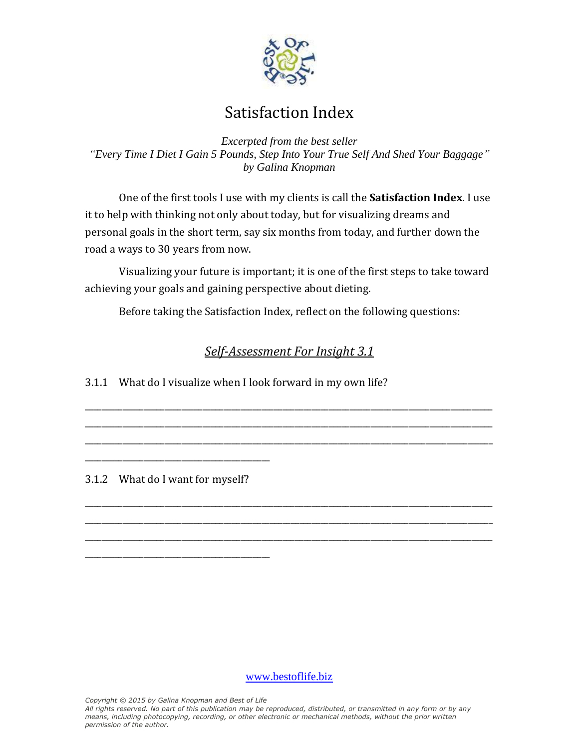# Satisfaction Index

*Excerpted from the best seller*
*"Every Time I Diet I Gain 5 Pounds, Step Into Your True Self And Shed Your Baggage"*
*by Galina Knopman*

One of the first tools I use with my clients is call the **Satisfaction Index**. I use it to help with thinking not only about today, but for visualizing dreams and personal goals in the short term, say six months from today, and further down the road a ways to 30 years from now.

Visualizing your future is important; it is one of the first steps to take toward achieving your goals and gaining perspective about dieting.

Before taking the Satisfaction Index, reflect on the following questions:

## *Self-Assessment For Insight 3.1*

3.1.1 What do I visualize when I look forward in my own life?

______________________________________________________________________________
______________________________________________________________________________
______________________________________________________________________________
__________________________________

3.1.2 What do I want for myself?

______________________________________________________________________________
______________________________________________________________________________
______________________________________________________________________________
__________________________________

www.bestoflife.biz

*Copyright © 2015 by Galina Knopman and Best of Life*
*All rights reserved. No part of this publication may be reproduced, distributed, or transmitted in any form or by any means, including photocopying, recording, or other electronic or mechanical methods, without the prior written permission of the author.*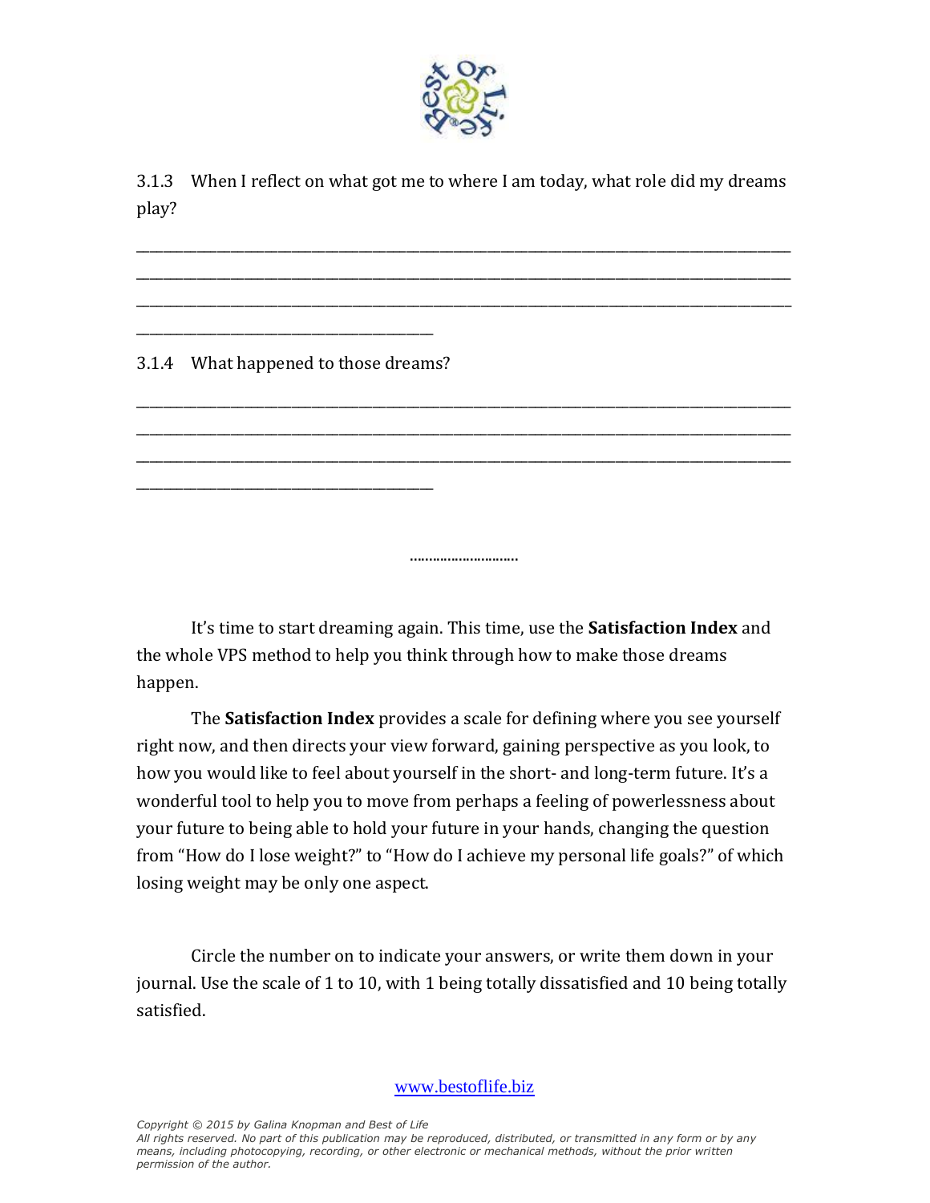3.1.3 When I reflect on what got me to where I am today, what role did my dreams play?

_______________________________________________________________________________
_______________________________________________________________________________
_______________________________________________________________________________
____________________________________

3.1.4 What happened to those dreams?

_______________________________________________________________________________
_______________________________________________________________________________
_______________________________________________________________________________
____________________________________

……………………….

It's time to start dreaming again. This time, use the **Satisfaction Index** and the whole VPS method to help you think through how to make those dreams happen.

The **Satisfaction Index** provides a scale for defining where you see yourself right now, and then directs your view forward, gaining perspective as you look, to how you would like to feel about yourself in the short- and long-term future. It's a wonderful tool to help you to move from perhaps a feeling of powerlessness about your future to being able to hold your future in your hands, changing the question from "How do I lose weight?" to "How do I achieve my personal life goals?" of which losing weight may be only one aspect.

Circle the number on to indicate your answers, or write them down in your journal. Use the scale of 1 to 10, with 1 being totally dissatisfied and 10 being totally satisfied.

www.bestoflife.biz

*Copyright © 2015 by Galina Knopman and Best of Life*
*All rights reserved. No part of this publication may be reproduced, distributed, or transmitted in any form or by any means, including photocopying, recording, or other electronic or mechanical methods, without the prior written permission of the author.*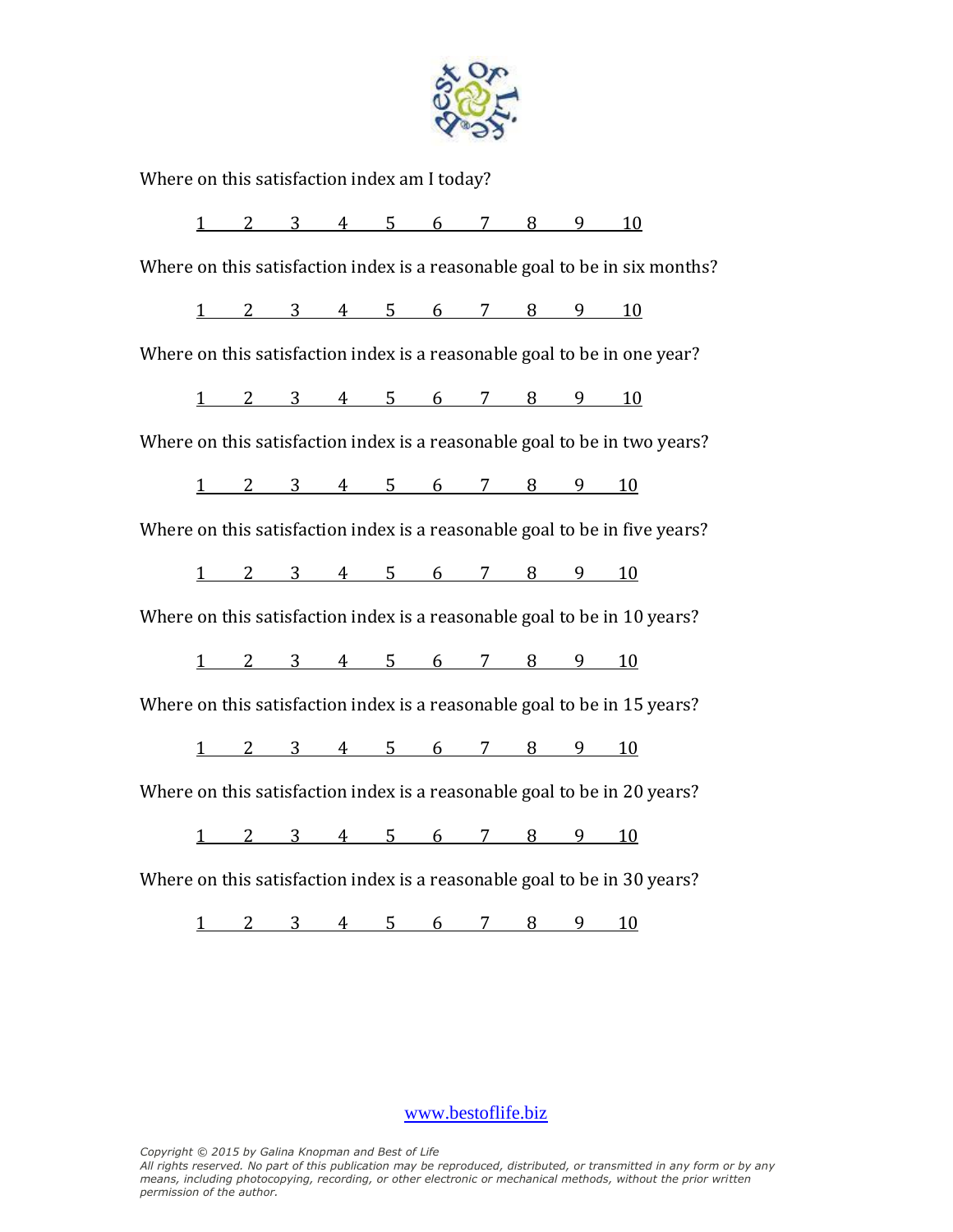Where on this satisfaction index am I today?

1 2 3 4 5 6 7 8 9 10

Where on this satisfaction index is a reasonable goal to be in six months?

1 2 3 4 5 6 7 8 9 10

Where on this satisfaction index is a reasonable goal to be in one year?

1 2 3 4 5 6 7 8 9 10

Where on this satisfaction index is a reasonable goal to be in two years?

1 2 3 4 5 6 7 8 9 10

Where on this satisfaction index is a reasonable goal to be in five years?

1 2 3 4 5 6 7 8 9 10

Where on this satisfaction index is a reasonable goal to be in 10 years?

1 2 3 4 5 6 7 8 9 10

Where on this satisfaction index is a reasonable goal to be in 15 years?

1 2 3 4 5 6 7 8 9 10

Where on this satisfaction index is a reasonable goal to be in 20 years?

1 2 3 4 5 6 7 8 9 10

Where on this satisfaction index is a reasonable goal to be in 30 years?

1 2 3 4 5 6 7 8 9 10

www.bestoflife.biz

*Copyright © 2015 by Galina Knopman and Best of Life*
*All rights reserved. No part of this publication may be reproduced, distributed, or transmitted in any form or by any means, including photocopying, recording, or other electronic or mechanical methods, without the prior written permission of the author.*